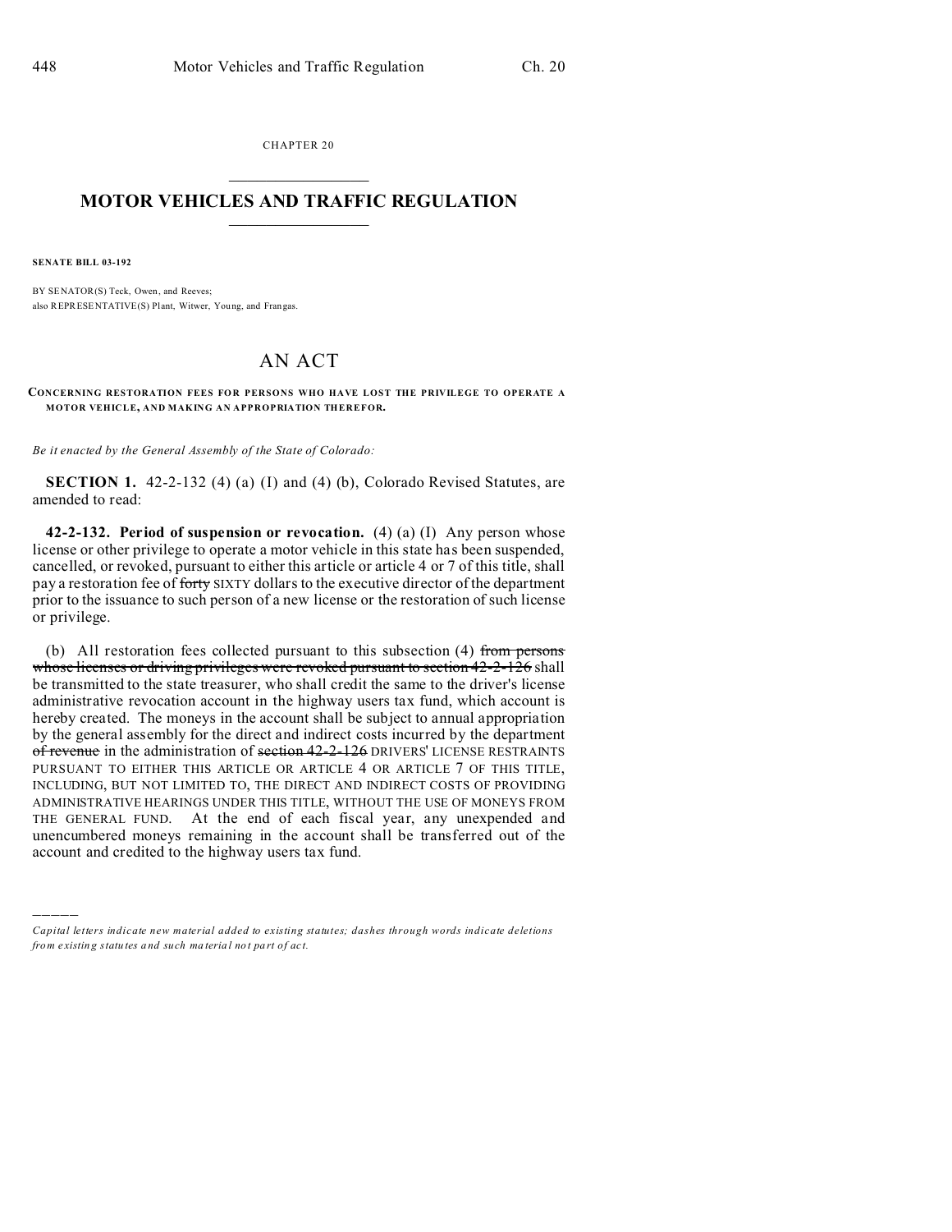CHAPTER 20

# MOTOR VEHICLES AND TRAFFIC REGULATION

**SENATE BILL 03-192**

BY SENATOR(S) Teck, Owen, and Reeves;
also REPRESENTATIVE(S) Plant, Witwer, Young, and Frangas.

# AN ACT

**CONCERNING RESTORATION FEES FOR PERSONS WHO HAVE LOST THE PRIVILEGE TO OPERATE A MOTOR VEHICLE, AND MAKING AN APPROPRIATION THEREFOR.**

*Be it enacted by the General Assembly of the State of Colorado:*

**SECTION 1.** 42-2-132 (4) (a) (I) and (4) (b), Colorado Revised Statutes, are amended to read:

**42-2-132. Period of suspension or revocation.** (4) (a) (I) Any person whose license or other privilege to operate a motor vehicle in this state has been suspended, cancelled, or revoked, pursuant to either this article or article 4 or 7 of this title, shall pay a restoration fee of ~~forty~~ SIXTY dollars to the executive director of the department prior to the issuance to such person of a new license or the restoration of such license or privilege.

(b) All restoration fees collected pursuant to this subsection (4) ~~from persons whose licenses or driving privileges were revoked pursuant to section 42-2-126~~ shall be transmitted to the state treasurer, who shall credit the same to the driver's license administrative revocation account in the highway users tax fund, which account is hereby created. The moneys in the account shall be subject to annual appropriation by the general assembly for the direct and indirect costs incurred by the department ~~of revenue~~ in the administration of ~~section 42-2-126~~ DRIVERS' LICENSE RESTRAINTS PURSUANT TO EITHER THIS ARTICLE OR ARTICLE 4 OR ARTICLE 7 OF THIS TITLE, INCLUDING, BUT NOT LIMITED TO, THE DIRECT AND INDIRECT COSTS OF PROVIDING ADMINISTRATIVE HEARINGS UNDER THIS TITLE, WITHOUT THE USE OF MONEYS FROM THE GENERAL FUND. At the end of each fiscal year, any unexpended and unencumbered moneys remaining in the account shall be transferred out of the account and credited to the highway users tax fund.

*Capital letters indicate new material added to existing statutes; dashes through words indicate deletions from existing statutes and such material not part of act.*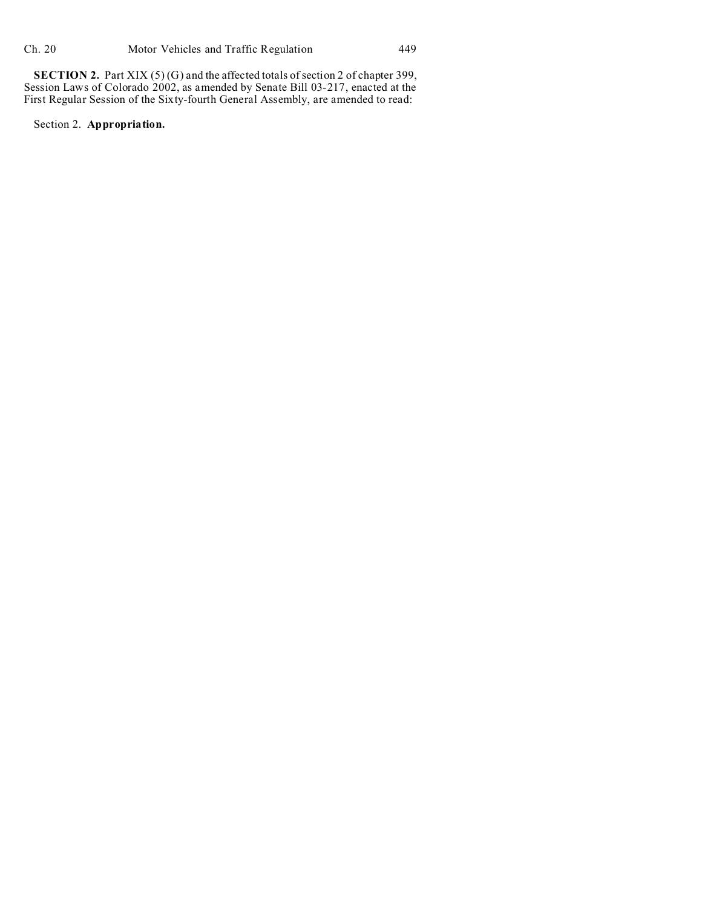**SECTION 2.** Part XIX (5) (G) and the affected totals of section 2 of chapter 399, Session Laws of Colorado 2002, as amended by Senate Bill 03-217, enacted at the First Regular Session of the Sixty-fourth General Assembly, are amended to read:

Section 2. **Appropriation.**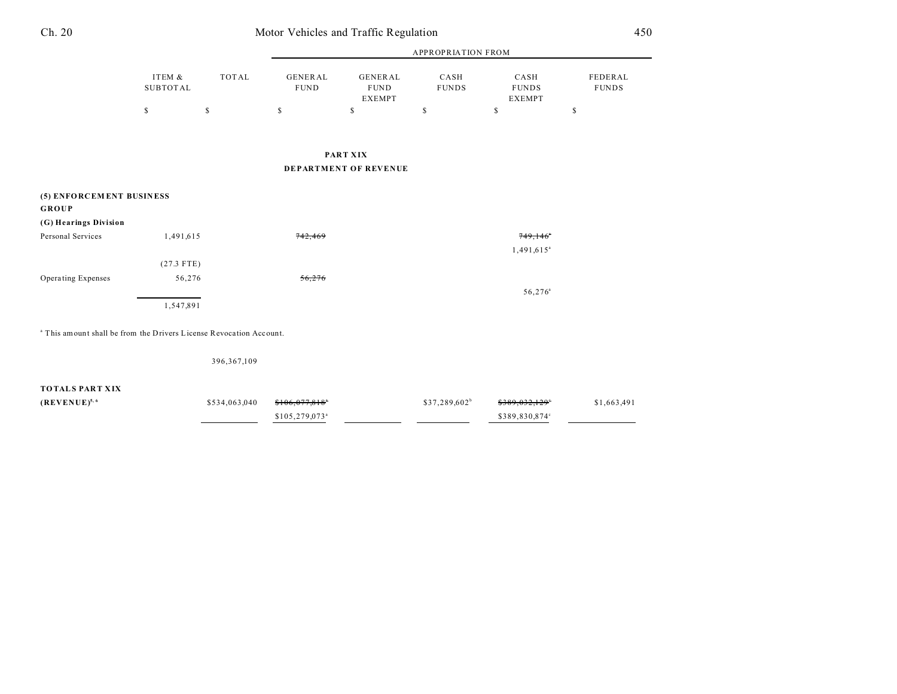| | ITEM & SUBTOTAL | TOTAL | APPROPRIATION FROM | | | | |
|---|---|---|---|---|---|---|---|
| | | | GENERAL FUND | GENERAL FUND EXEMPT | CASH FUNDS | CASH FUNDS EXEMPT | FEDERAL FUNDS |
| | $ | $ | $ | $ | $ | $ | $ |

## PART XIX
## DEPARTMENT OF REVENUE

| | ITEM & SUBTOTAL | TOTAL | GENERAL FUND | GENERAL FUND EXEMPT | CASH FUNDS | CASH FUNDS EXEMPT | FEDERAL FUNDS |
|---|---|---|---|---|---|---|---|
| **(5) ENFORCEMENT BUSINESS GROUP** | | | | | | | |
| **(G) Hearings Division** | | | | | | | |
| Personal Services | 1,491,615 | | ~~742,469~~ | | | ~~749,146~~[a] | |
| | | | | | | 1,491,615[a] | |
| | (27.3 FTE) | | | | | | |
| Operating Expenses | 56,276 | | ~~56,276~~ | | | | |
| | | | | | | 56,276[a] | |
| | 1,547,891 | | | | | | |

[a] This amount shall be from the Drivers License Revocation Account.

| | ITEM & SUBTOTAL | TOTAL | GENERAL FUND | GENERAL FUND EXEMPT | CASH FUNDS | CASH FUNDS EXEMPT | FEDERAL FUNDS |
|---|---|---|---|---|---|---|---|
| | | 396,367,109 | | | | | |
| **TOTALS PART XIX (REVENUE)**[5, 6] | | $534,063,040 | ~~$106,077,818~~[a] | | $37,289,602[b] | ~~$389,032,129~~[c] | $1,663,491 |
| | | | $105,279,073[a] | | | $389,830,874[c] | |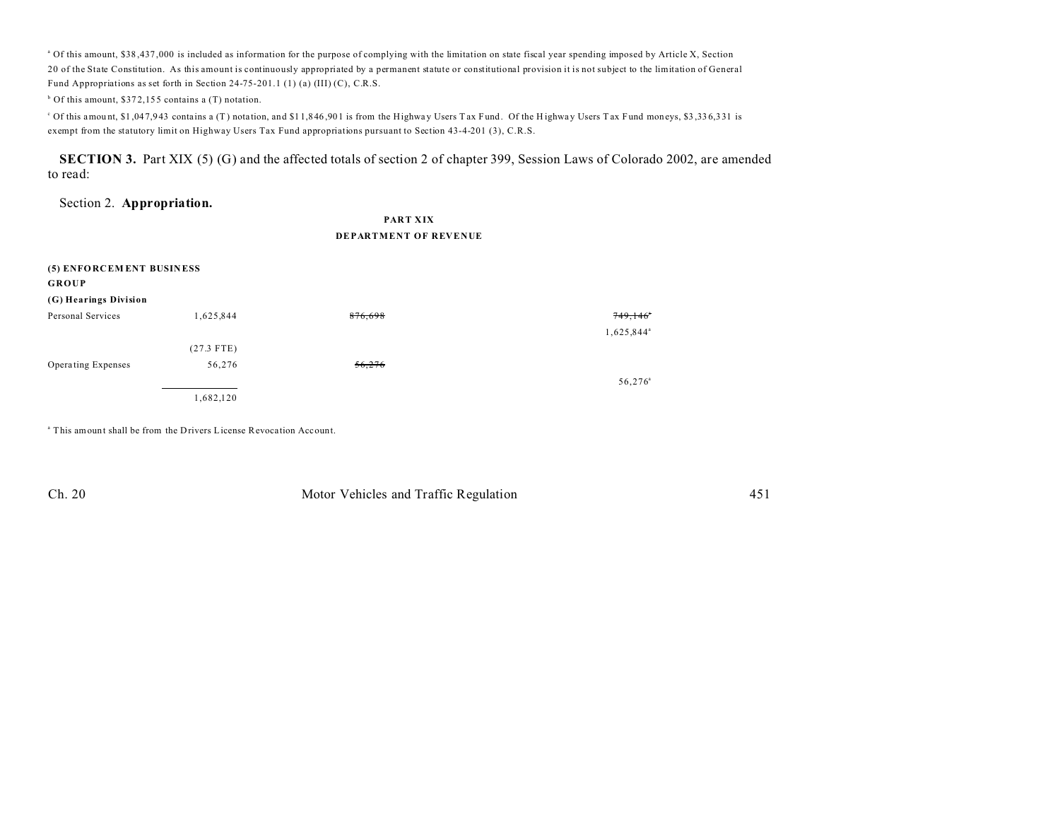[a] Of this amount, $38,437,000 is included as information for the purpose of complying with the limitation on state fiscal year spending imposed by Article X, Section 20 of the State Constitution. As this amount is continuously appropriated by a permanent statute or constitutional provision it is not subject to the limitation of General Fund Appropriations as set forth in Section 24-75-201.1 (1) (a) (III) (C), C.R.S.

[b] Of this amount, $372,155 contains a (T) notation.

[c] Of this amount, $1,047,943 contains a (T) notation, and $11,846,901 is from the Highway Users Tax Fund. Of the Highway Users Tax Fund moneys, $3,336,331 is exempt from the statutory limit on Highway Users Tax Fund appropriations pursuant to Section 43-4-201 (3), C.R.S.

**SECTION 3.** Part XIX (5) (G) and the affected totals of section 2 of chapter 399, Session Laws of Colorado 2002, are amended to read:

Section 2. **Appropriation.**

**PART XIX**

**DEPARTMENT OF REVENUE**

**(5) ENFORCEMENT BUSINESS GROUP**

**(G) Hearings Division**

| | | | |
|---|---|---|---|
| Personal Services | 1,625,844 | ~~876,698~~ | ~~749,146~~[a] |
| | | | 1,625,844[a] |
| | (27.3 FTE) | | |
| Operating Expenses | 56,276 | ~~56,276~~ | |
| | | | 56,276[a] |
| | 1,682,120 | | |

[a] This amount shall be from the Drivers License Revocation Account.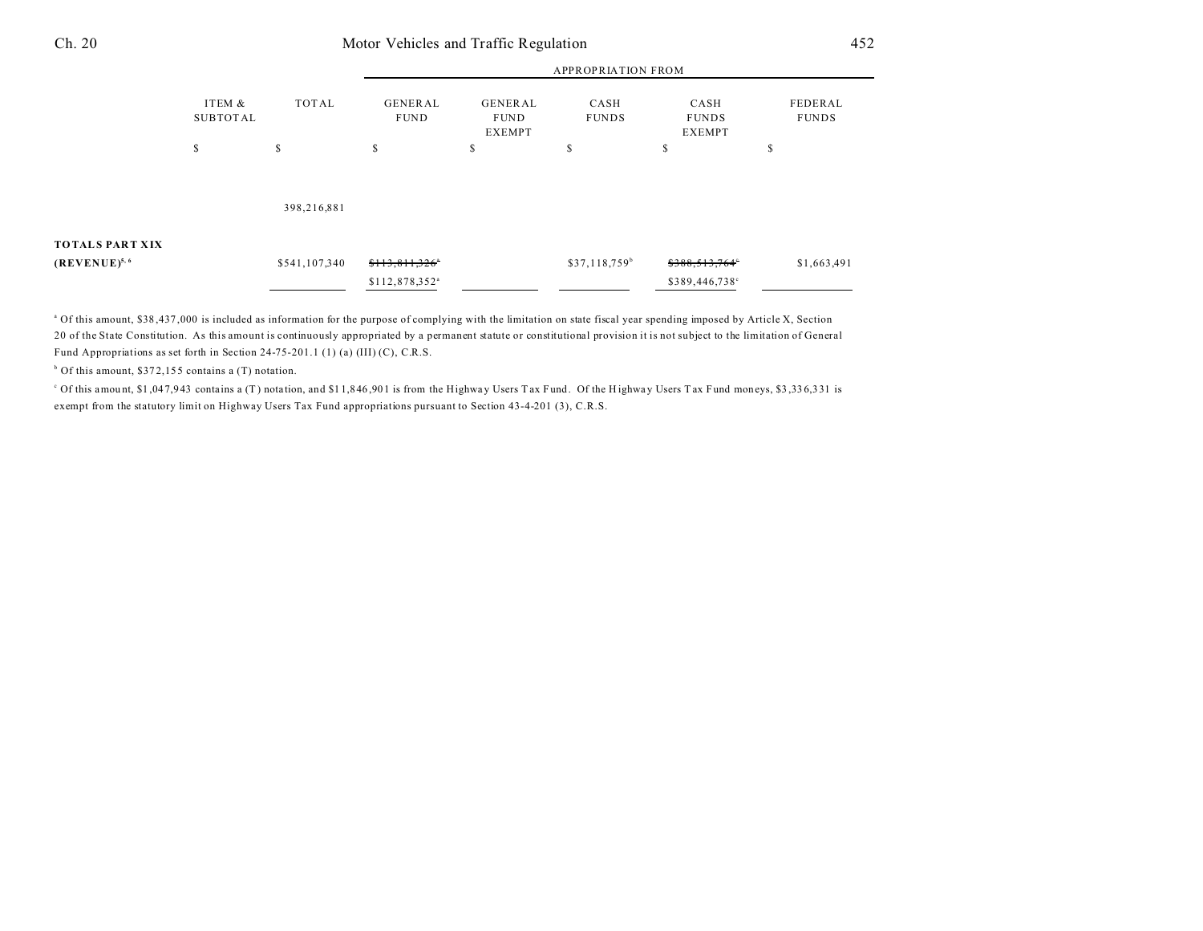| | ITEM & SUBTOTAL | TOTAL | APPROPRIATION FROM | | | | |
|---|---|---|---|---|---|---|---|
| | | | GENERAL FUND | GENERAL FUND EXEMPT | CASH FUNDS | CASH FUNDS EXEMPT | FEDERAL FUNDS |
| | $ | $ | $ | $ | $ | $ | $ |
| | | 398,216,881 | | | | | |
| **TOTALS PART XIX (REVENUE)**[5, 6] | | $541,107,340 | ~~$113,811,326~~[a] $112,878,352[a] | | $37,118,759[b] | ~~$388,513,764~~[c] $389,446,738[c] | $1,663,491 |

[a] Of this amount, $38,437,000 is included as information for the purpose of complying with the limitation on state fiscal year spending imposed by Article X, Section 20 of the State Constitution. As this amount is continuously appropriated by a permanent statute or constitutional provision it is not subject to the limitation of General Fund Appropriations as set forth in Section 24-75-201.1 (1) (a) (III) (C), C.R.S.

[b] Of this amount, $372,155 contains a (T) notation.

[c] Of this amount, $1,047,943 contains a (T) notation, and $11,846,901 is from the Highway Users Tax Fund. Of the Highway Users Tax Fund moneys, $3,336,331 is exempt from the statutory limit on Highway Users Tax Fund appropriations pursuant to Section 43-4-201 (3), C.R.S.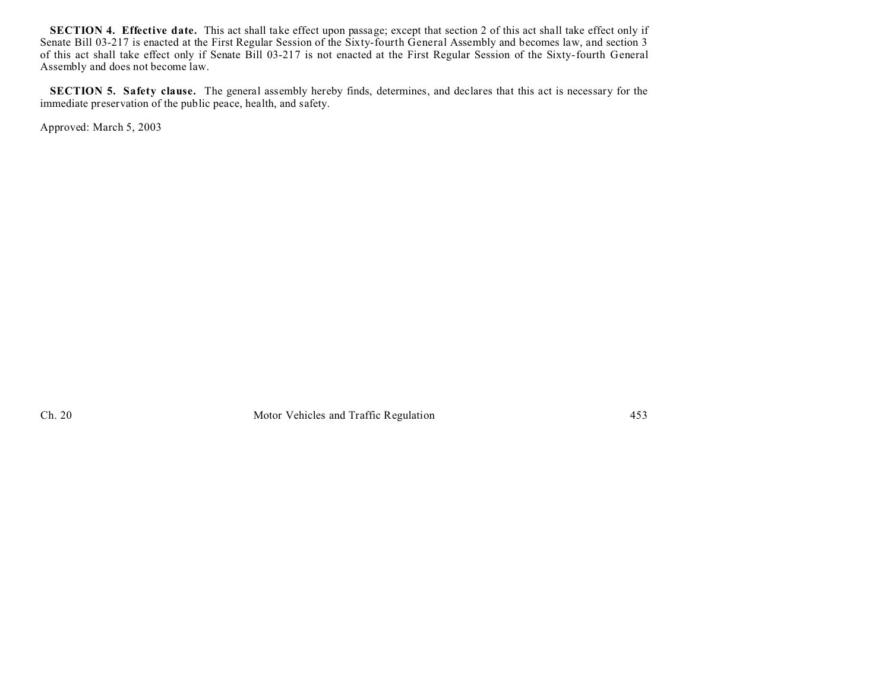**SECTION 4. Effective date.** This act shall take effect upon passage; except that section 2 of this act shall take effect only if Senate Bill 03-217 is enacted at the First Regular Session of the Sixty-fourth General Assembly and becomes law, and section 3 of this act shall take effect only if Senate Bill 03-217 is not enacted at the First Regular Session of the Sixty-fourth General Assembly and does not become law.

**SECTION 5. Safety clause.** The general assembly hereby finds, determines, and declares that this act is necessary for the immediate preservation of the public peace, health, and safety.

Approved: March 5, 2003